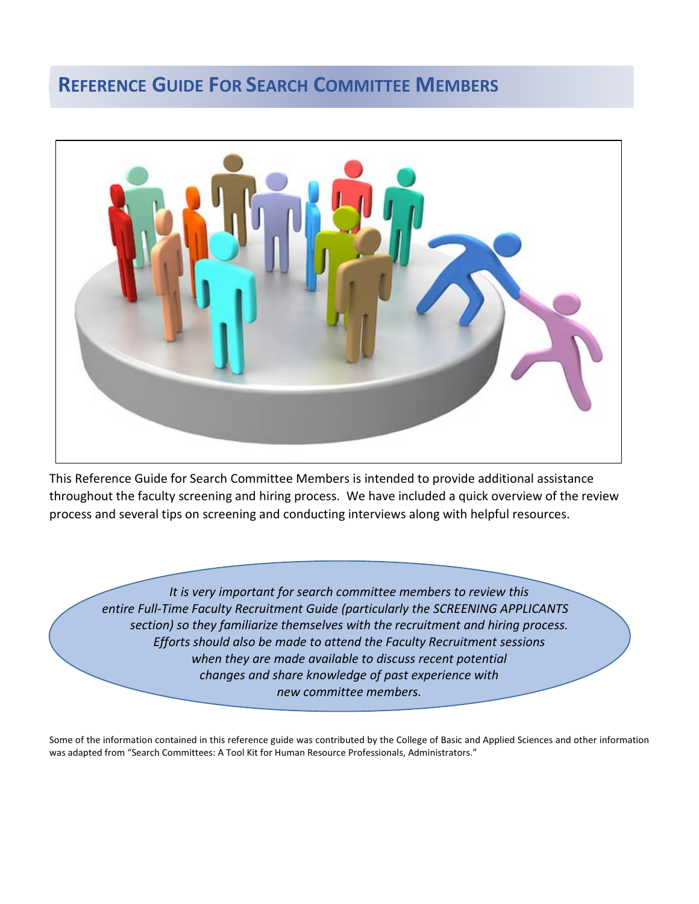# REFERENCE GUIDE FOR SEARCH COMMITTEE MEMBERS

This Reference Guide for Search Committee Members is intended to provide additional assistance throughout the faculty screening and hiring process. We have included a quick overview of the review process and several tips on screening and conducting interviews along with helpful resources.

*It is very important for search committee members to review this entire Full-Time Faculty Recruitment Guide (particularly the SCREENING APPLICANTS section) so they familiarize themselves with the recruitment and hiring process. Efforts should also be made to attend the Faculty Recruitment sessions when they are made available to discuss recent potential changes and share knowledge of past experience with new committee members.*

Some of the information contained in this reference guide was contributed by the College of Basic and Applied Sciences and other information was adapted from "Search Committees: A Tool Kit for Human Resource Professionals, Administrators."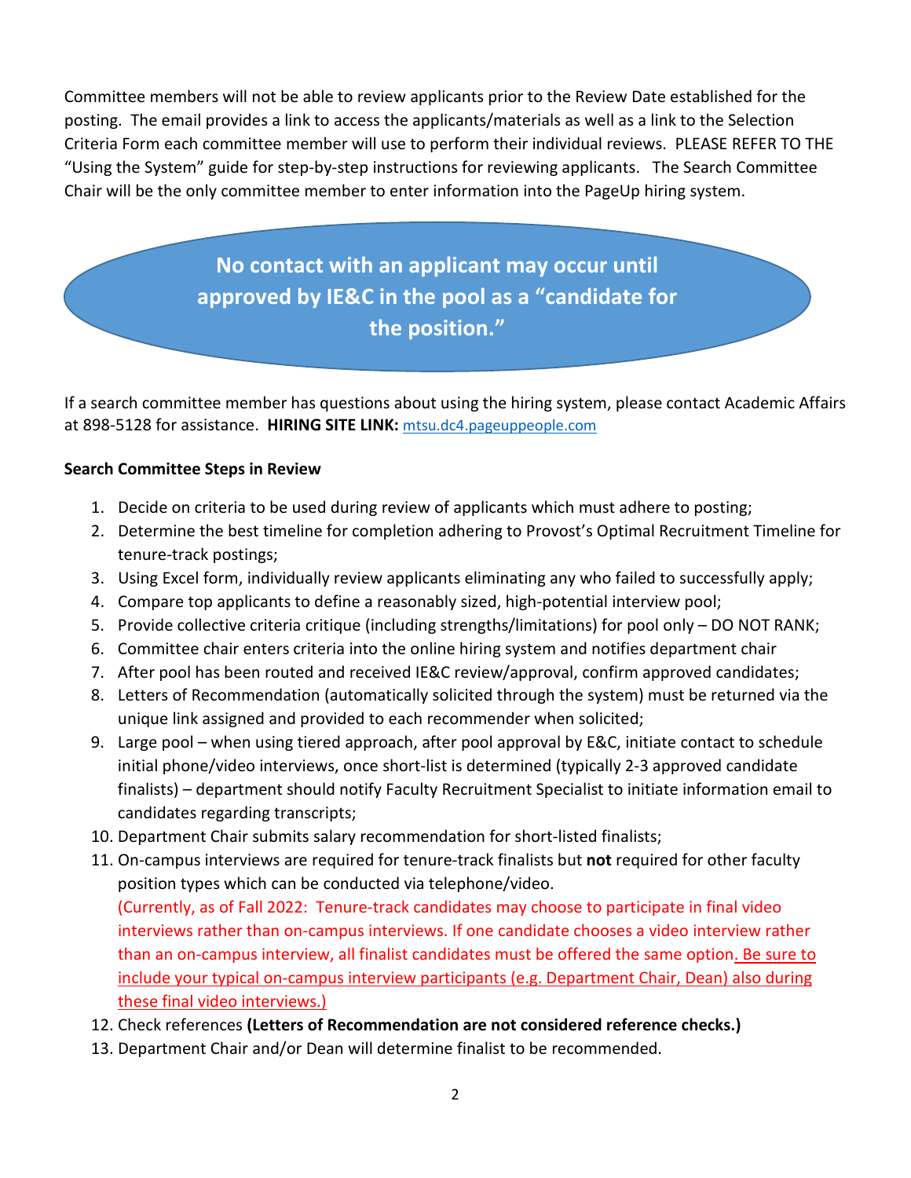Committee members will not be able to review applicants prior to the Review Date established for the posting. The email provides a link to access the applicants/materials as well as a link to the Selection Criteria Form each committee member will use to perform their individual reviews. PLEASE REFER TO THE "Using the System" guide for step-by-step instructions for reviewing applicants. The Search Committee Chair will be the only committee member to enter information into the PageUp hiring system.

**No contact with an applicant may occur until approved by IE&C in the pool as a "candidate for the position."**

If a search committee member has questions about using the hiring system, please contact Academic Affairs at 898-5128 for assistance. **HIRING SITE LINK:** [mtsu.dc4.pageuppeople.com](mtsu.dc4.pageuppeople.com)

**Search Committee Steps in Review**

1. Decide on criteria to be used during review of applicants which must adhere to posting;
2. Determine the best timeline for completion adhering to Provost's Optimal Recruitment Timeline for tenure-track postings;
3. Using Excel form, individually review applicants eliminating any who failed to successfully apply;
4. Compare top applicants to define a reasonably sized, high-potential interview pool;
5. Provide collective criteria critique (including strengths/limitations) for pool only – DO NOT RANK;
6. Committee chair enters criteria into the online hiring system and notifies department chair
7. After pool has been routed and received IE&C review/approval, confirm approved candidates;
8. Letters of Recommendation (automatically solicited through the system) must be returned via the unique link assigned and provided to each recommender when solicited;
9. Large pool – when using tiered approach, after pool approval by E&C, initiate contact to schedule initial phone/video interviews, once short-list is determined (typically 2-3 approved candidate finalists) – department should notify Faculty Recruitment Specialist to initiate information email to candidates regarding transcripts;
10. Department Chair submits salary recommendation for short-listed finalists;
11. On-campus interviews are required for tenure-track finalists but **not** required for other faculty position types which can be conducted via telephone/video.
    (Currently, as of Fall 2022: Tenure-track candidates may choose to participate in final video interviews rather than on-campus interviews. If one candidate chooses a video interview rather than an on-campus interview, all finalist candidates must be offered the same option. Be sure to include your typical on-campus interview participants (e.g. Department Chair, Dean) also during these final video interviews.)
12. Check references **(Letters of Recommendation are not considered reference checks.)**
13. Department Chair and/or Dean will determine finalist to be recommended.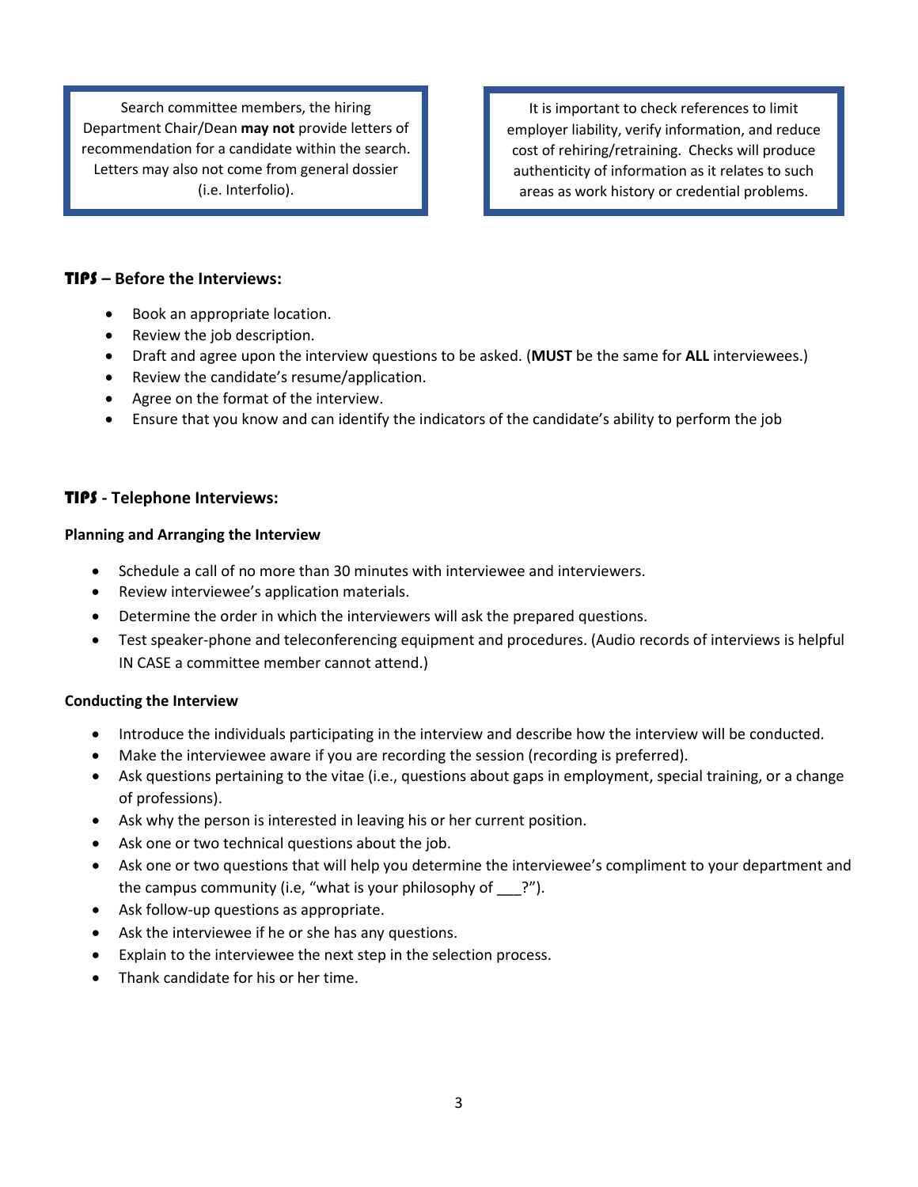Search committee members, the hiring Department Chair/Dean **may not** provide letters of recommendation for a candidate within the search. Letters may also not come from general dossier (i.e. Interfolio).

It is important to check references to limit employer liability, verify information, and reduce cost of rehiring/retraining. Checks will produce authenticity of information as it relates to such areas as work history or credential problems.

### TIPS – Before the Interviews:

- Book an appropriate location.
- Review the job description.
- Draft and agree upon the interview questions to be asked. (**MUST** be the same for **ALL** interviewees.)
- Review the candidate's resume/application.
- Agree on the format of the interview.
- Ensure that you know and can identify the indicators of the candidate's ability to perform the job

### TIPS - Telephone Interviews:

**Planning and Arranging the Interview**

- Schedule a call of no more than 30 minutes with interviewee and interviewers.
- Review interviewee's application materials.
- Determine the order in which the interviewers will ask the prepared questions.
- Test speaker-phone and teleconferencing equipment and procedures. (Audio records of interviews is helpful IN CASE a committee member cannot attend.)

**Conducting the Interview**

- Introduce the individuals participating in the interview and describe how the interview will be conducted.
- Make the interviewee aware if you are recording the session (recording is preferred).
- Ask questions pertaining to the vitae (i.e., questions about gaps in employment, special training, or a change of professions).
- Ask why the person is interested in leaving his or her current position.
- Ask one or two technical questions about the job.
- Ask one or two questions that will help you determine the interviewee's compliment to your department and the campus community (i.e, "what is your philosophy of ___?").
- Ask follow-up questions as appropriate.
- Ask the interviewee if he or she has any questions.
- Explain to the interviewee the next step in the selection process.
- Thank candidate for his or her time.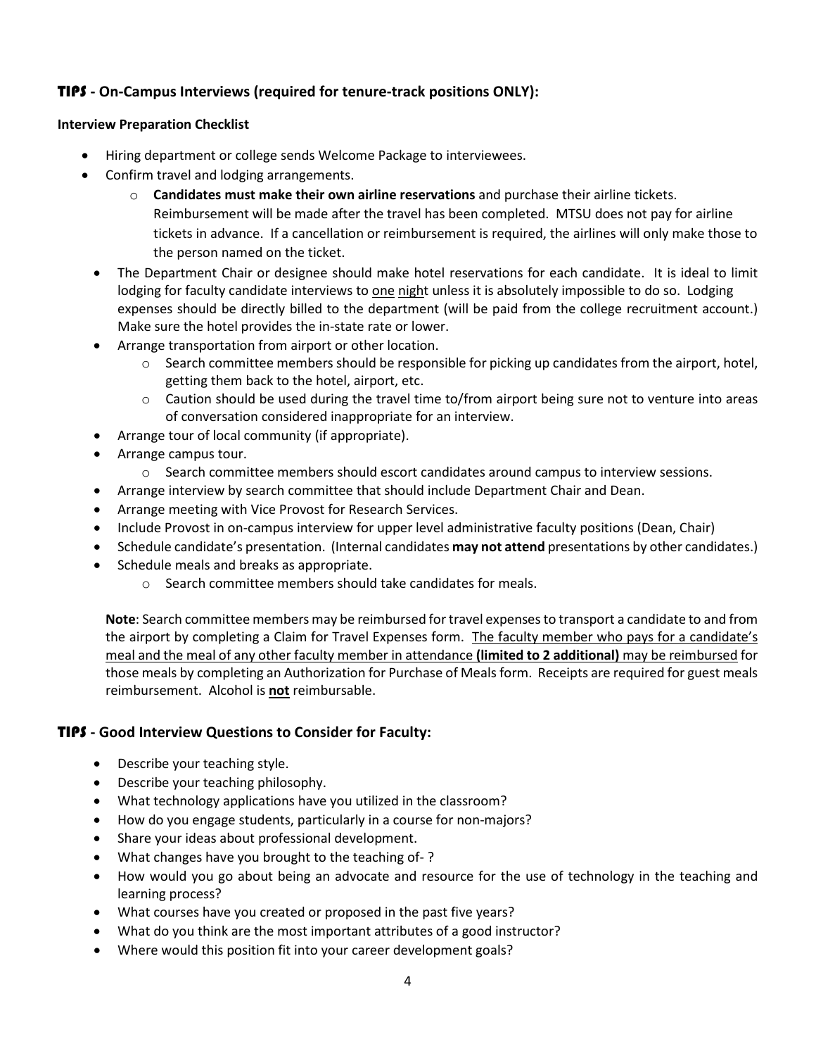## TIPS - On-Campus Interviews (required for tenure-track positions ONLY):

**Interview Preparation Checklist**

- Hiring department or college sends Welcome Package to interviewees.
- Confirm travel and lodging arrangements.
  - **Candidates must make their own airline reservations** and purchase their airline tickets. Reimbursement will be made after the travel has been completed. MTSU does not pay for airline tickets in advance. If a cancellation or reimbursement is required, the airlines will only make those to the person named on the ticket.
- The Department Chair or designee should make hotel reservations for each candidate. It is ideal to limit lodging for faculty candidate interviews to <u>one night</u> unless it is absolutely impossible to do so. Lodging expenses should be directly billed to the department (will be paid from the college recruitment account.) Make sure the hotel provides the in-state rate or lower.
- Arrange transportation from airport or other location.
  - Search committee members should be responsible for picking up candidates from the airport, hotel, getting them back to the hotel, airport, etc.
  - Caution should be used during the travel time to/from airport being sure not to venture into areas of conversation considered inappropriate for an interview.
- Arrange tour of local community (if appropriate).
- Arrange campus tour.
  - Search committee members should escort candidates around campus to interview sessions.
- Arrange interview by search committee that should include Department Chair and Dean.
- Arrange meeting with Vice Provost for Research Services.
- Include Provost in on-campus interview for upper level administrative faculty positions (Dean, Chair)
- Schedule candidate's presentation. (Internal candidates **may not attend** presentations by other candidates.)
- Schedule meals and breaks as appropriate.
  - Search committee members should take candidates for meals.

**Note**: Search committee members may be reimbursed for travel expenses to transport a candidate to and from the airport by completing a Claim for Travel Expenses form. <u>The faculty member who pays for a candidate's meal and the meal of any other faculty member in attendance **(limited to 2 additional)** may be reimbursed</u> for those meals by completing an Authorization for Purchase of Meals form. Receipts are required for guest meals reimbursement. Alcohol is <u>**not**</u> reimbursable.

## TIPS - Good Interview Questions to Consider for Faculty:

- Describe your teaching style.
- Describe your teaching philosophy.
- What technology applications have you utilized in the classroom?
- How do you engage students, particularly in a course for non-majors?
- Share your ideas about professional development.
- What changes have you brought to the teaching of- ?
- How would you go about being an advocate and resource for the use of technology in the teaching and learning process?
- What courses have you created or proposed in the past five years?
- What do you think are the most important attributes of a good instructor?
- Where would this position fit into your career development goals?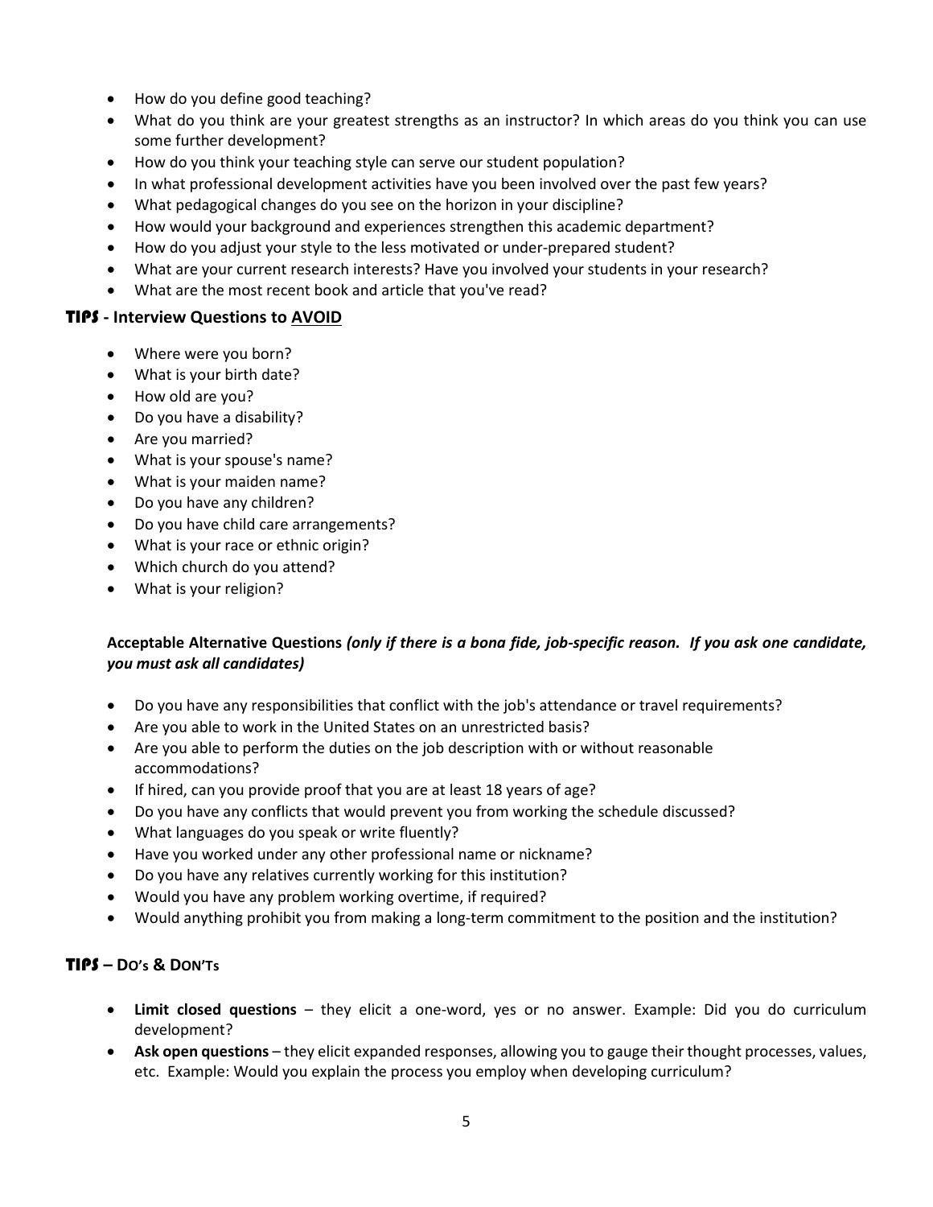- How do you define good teaching?
- What do you think are your greatest strengths as an instructor? In which areas do you think you can use some further development?
- How do you think your teaching style can serve our student population?
- In what professional development activities have you been involved over the past few years?
- What pedagogical changes do you see on the horizon in your discipline?
- How would your background and experiences strengthen this academic department?
- How do you adjust your style to the less motivated or under-prepared student?
- What are your current research interests? Have you involved your students in your research?
- What are the most recent book and article that you've read?

### TIPS - Interview Questions to <u>AVOID</u>

- Where were you born?
- What is your birth date?
- How old are you?
- Do you have a disability?
- Are you married?
- What is your spouse's name?
- What is your maiden name?
- Do you have any children?
- Do you have child care arrangements?
- What is your race or ethnic origin?
- Which church do you attend?
- What is your religion?

**Acceptable Alternative Questions** ***(only if there is a bona fide, job-specific reason. If you ask one candidate, you must ask all candidates)***

- Do you have any responsibilities that conflict with the job's attendance or travel requirements?
- Are you able to work in the United States on an unrestricted basis?
- Are you able to perform the duties on the job description with or without reasonable accommodations?
- If hired, can you provide proof that you are at least 18 years of age?
- Do you have any conflicts that would prevent you from working the schedule discussed?
- What languages do you speak or write fluently?
- Have you worked under any other professional name or nickname?
- Do you have any relatives currently working for this institution?
- Would you have any problem working overtime, if required?
- Would anything prohibit you from making a long-term commitment to the position and the institution?

### TIPS – DO's & DON'Ts

- **Limit closed questions** – they elicit a one-word, yes or no answer. Example: Did you do curriculum development?
- **Ask open questions** – they elicit expanded responses, allowing you to gauge their thought processes, values, etc. Example: Would you explain the process you employ when developing curriculum?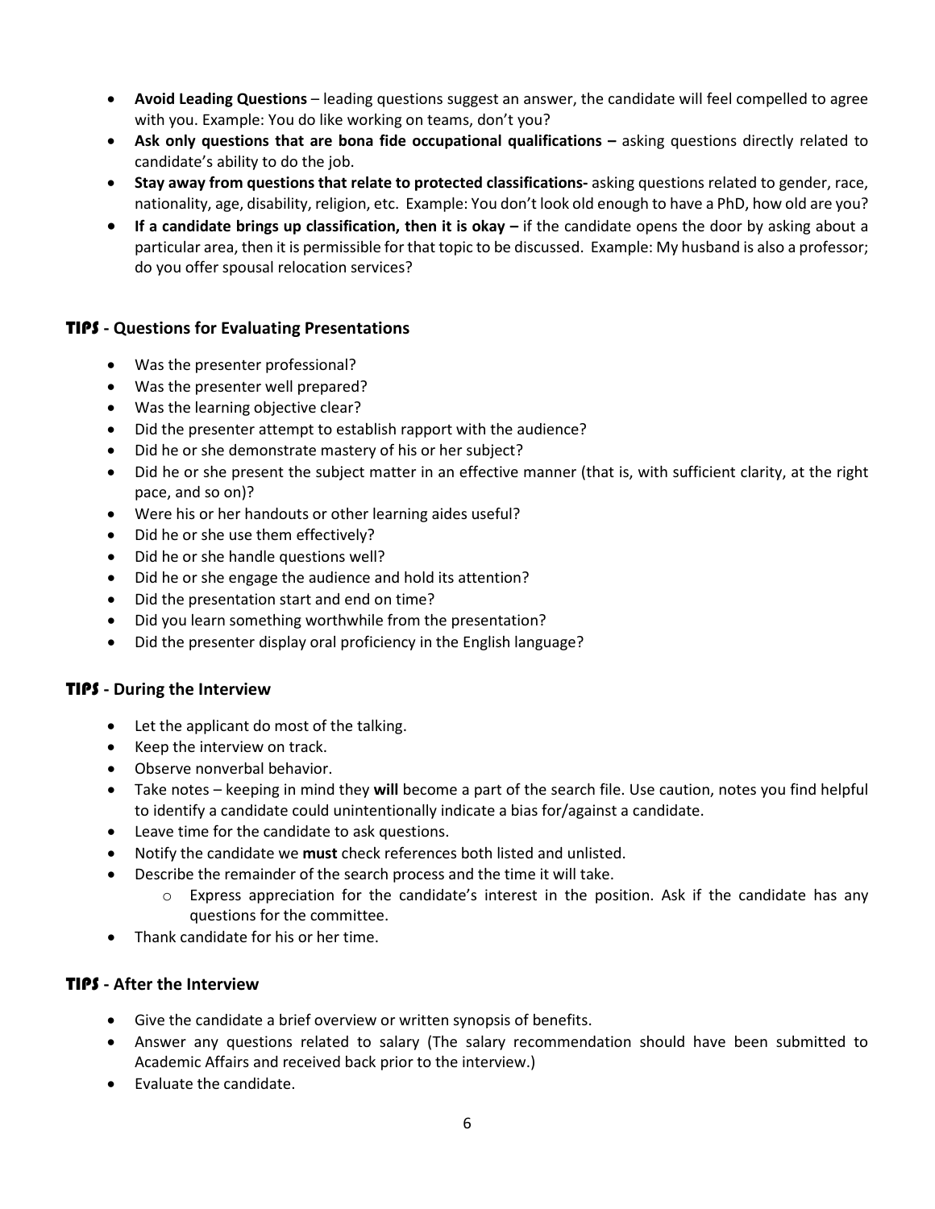- **Avoid Leading Questions** – leading questions suggest an answer, the candidate will feel compelled to agree with you. Example: You do like working on teams, don't you?
- **Ask only questions that are bona fide occupational qualifications –** asking questions directly related to candidate's ability to do the job.
- **Stay away from questions that relate to protected classifications-** asking questions related to gender, race, nationality, age, disability, religion, etc. Example: You don't look old enough to have a PhD, how old are you?
- **If a candidate brings up classification, then it is okay –** if the candidate opens the door by asking about a particular area, then it is permissible for that topic to be discussed. Example: My husband is also a professor; do you offer spousal relocation services?

### TIPS - Questions for Evaluating Presentations

- Was the presenter professional?
- Was the presenter well prepared?
- Was the learning objective clear?
- Did the presenter attempt to establish rapport with the audience?
- Did he or she demonstrate mastery of his or her subject?
- Did he or she present the subject matter in an effective manner (that is, with sufficient clarity, at the right pace, and so on)?
- Were his or her handouts or other learning aides useful?
- Did he or she use them effectively?
- Did he or she handle questions well?
- Did he or she engage the audience and hold its attention?
- Did the presentation start and end on time?
- Did you learn something worthwhile from the presentation?
- Did the presenter display oral proficiency in the English language?

### TIPS - During the Interview

- Let the applicant do most of the talking.
- Keep the interview on track.
- Observe nonverbal behavior.
- Take notes – keeping in mind they **will** become a part of the search file. Use caution, notes you find helpful to identify a candidate could unintentionally indicate a bias for/against a candidate.
- Leave time for the candidate to ask questions.
- Notify the candidate we **must** check references both listed and unlisted.
- Describe the remainder of the search process and the time it will take.
    - Express appreciation for the candidate's interest in the position. Ask if the candidate has any questions for the committee.
- Thank candidate for his or her time.

### TIPS - After the Interview

- Give the candidate a brief overview or written synopsis of benefits.
- Answer any questions related to salary (The salary recommendation should have been submitted to Academic Affairs and received back prior to the interview.)
- Evaluate the candidate.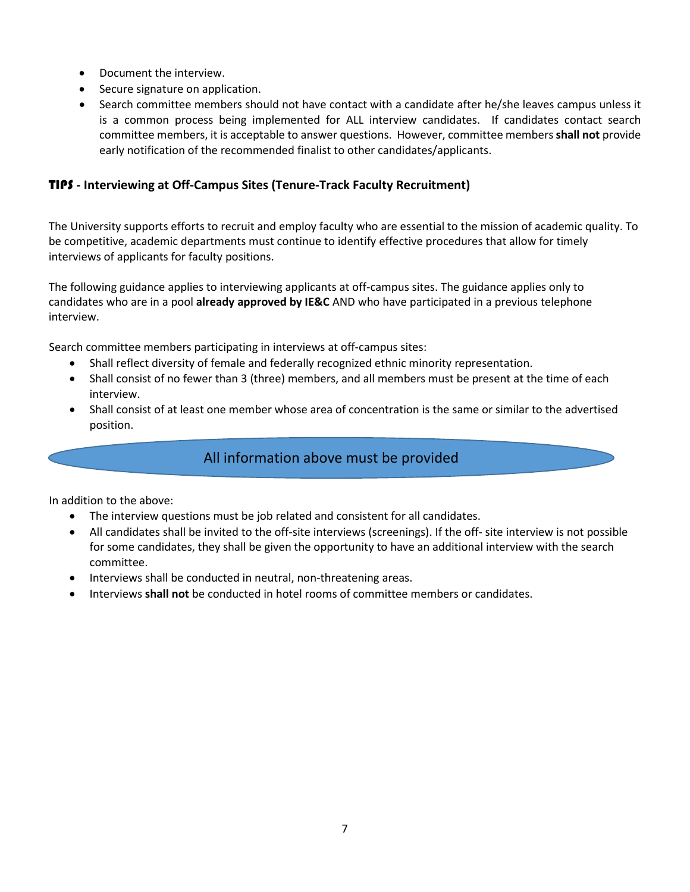- Document the interview.
- Secure signature on application.
- Search committee members should not have contact with a candidate after he/she leaves campus unless it is a common process being implemented for ALL interview candidates. If candidates contact search committee members, it is acceptable to answer questions. However, committee members **shall not** provide early notification of the recommended finalist to other candidates/applicants.

### **TIPS - Interviewing at Off-Campus Sites (Tenure-Track Faculty Recruitment)**

The University supports efforts to recruit and employ faculty who are essential to the mission of academic quality. To be competitive, academic departments must continue to identify effective procedures that allow for timely interviews of applicants for faculty positions.

The following guidance applies to interviewing applicants at off-campus sites. The guidance applies only to candidates who are in a pool **already approved by IE&C** AND who have participated in a previous telephone interview.

Search committee members participating in interviews at off-campus sites:

- Shall reflect diversity of female and federally recognized ethnic minority representation.
- Shall consist of no fewer than 3 (three) members, and all members must be present at the time of each interview.
- Shall consist of at least one member whose area of concentration is the same or similar to the advertised position.

All information above must be provided

In addition to the above:

- The interview questions must be job related and consistent for all candidates.
- All candidates shall be invited to the off-site interviews (screenings). If the off- site interview is not possible for some candidates, they shall be given the opportunity to have an additional interview with the search committee.
- Interviews shall be conducted in neutral, non-threatening areas.
- Interviews **shall not** be conducted in hotel rooms of committee members or candidates.